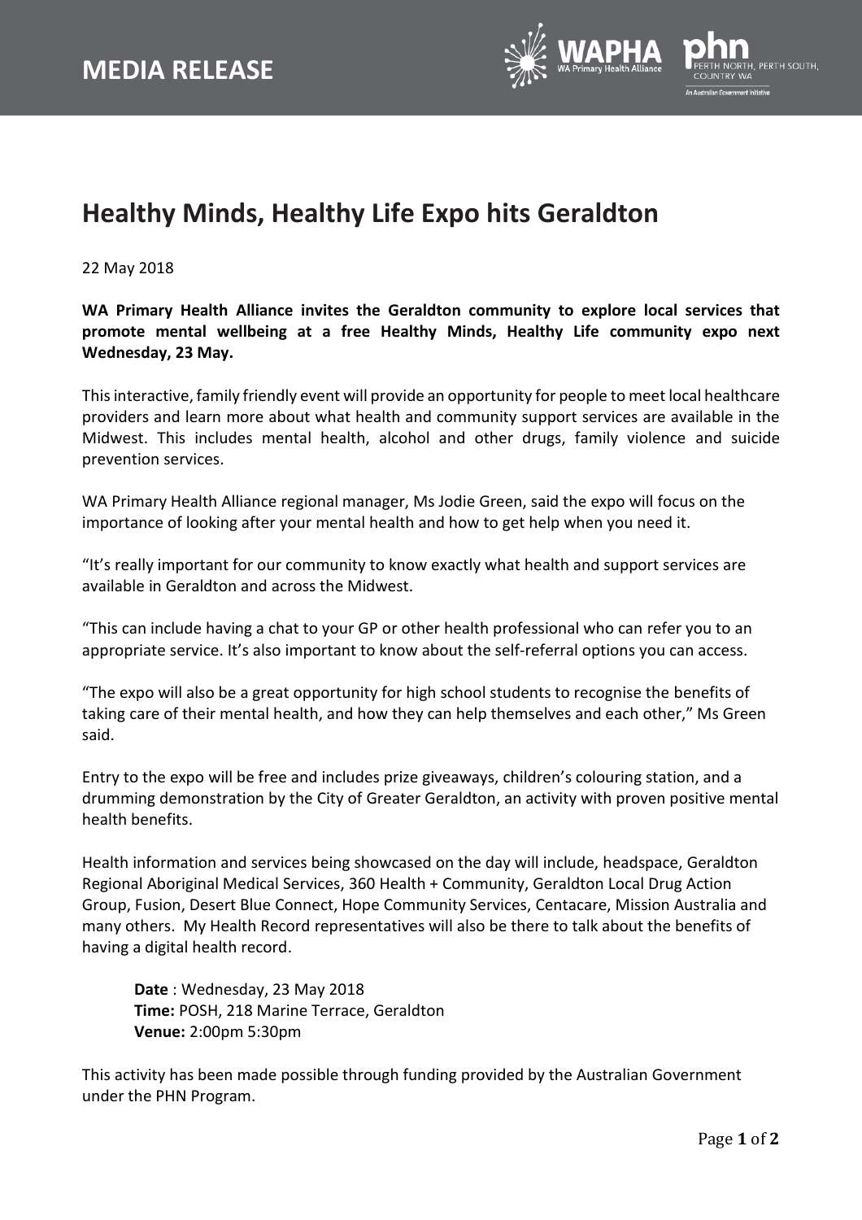# MEDIA RELEASE

## Healthy Minds, Healthy Life Expo hits Geraldton

22 May 2018

**WA Primary Health Alliance invites the Geraldton community to explore local services that promote mental wellbeing at a free Healthy Minds, Healthy Life community expo next Wednesday, 23 May.**

This interactive, family friendly event will provide an opportunity for people to meet local healthcare providers and learn more about what health and community support services are available in the Midwest. This includes mental health, alcohol and other drugs, family violence and suicide prevention services.

WA Primary Health Alliance regional manager, Ms Jodie Green, said the expo will focus on the importance of looking after your mental health and how to get help when you need it.

"It's really important for our community to know exactly what health and support services are available in Geraldton and across the Midwest.

"This can include having a chat to your GP or other health professional who can refer you to an appropriate service. It's also important to know about the self-referral options you can access.

"The expo will also be a great opportunity for high school students to recognise the benefits of taking care of their mental health, and how they can help themselves and each other," Ms Green said.

Entry to the expo will be free and includes prize giveaways, children's colouring station, and a drumming demonstration by the City of Greater Geraldton, an activity with proven positive mental health benefits.

Health information and services being showcased on the day will include, headspace, Geraldton Regional Aboriginal Medical Services, 360 Health + Community, Geraldton Local Drug Action Group, Fusion, Desert Blue Connect, Hope Community Services, Centacare, Mission Australia and many others. My Health Record representatives will also be there to talk about the benefits of having a digital health record.

**Date** : Wednesday, 23 May 2018
**Time:** POSH, 218 Marine Terrace, Geraldton
**Venue:** 2:00pm 5:30pm

This activity has been made possible through funding provided by the Australian Government under the PHN Program.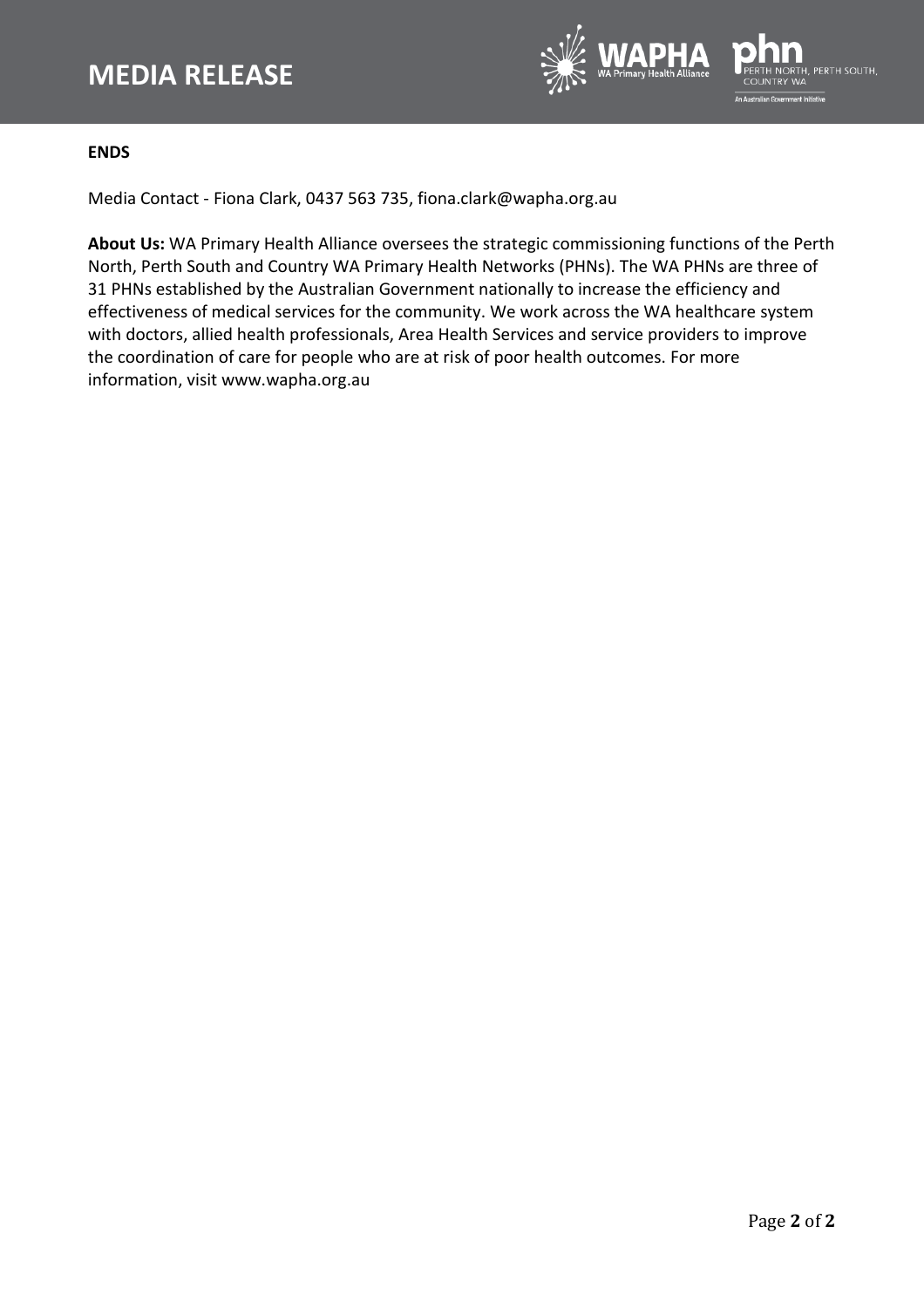**ENDS**

Media Contact - Fiona Clark, 0437 563 735, fiona.clark@wapha.org.au

**About Us:** WA Primary Health Alliance oversees the strategic commissioning functions of the Perth North, Perth South and Country WA Primary Health Networks (PHNs). The WA PHNs are three of 31 PHNs established by the Australian Government nationally to increase the efficiency and effectiveness of medical services for the community. We work across the WA healthcare system with doctors, allied health professionals, Area Health Services and service providers to improve the coordination of care for people who are at risk of poor health outcomes. For more information, visit www.wapha.org.au